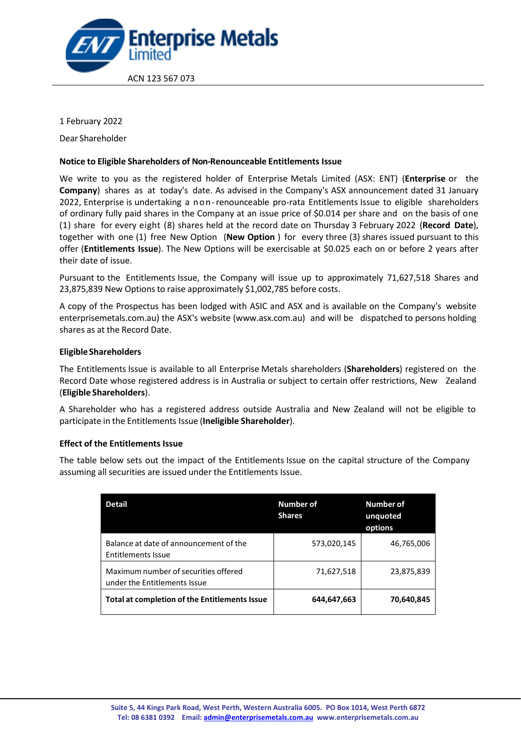Enterprise Metals Limited

ACN 123 567 073

1 February 2022

Dear Shareholder

**Notice to Eligible Shareholders of Non-Renounceable Entitlements Issue**

We write to you as the registered holder of Enterprise Metals Limited (ASX: ENT) (**Enterprise** or the **Company**) shares as at today's date. As advised in the Company's ASX announcement dated 31 January 2022, Enterprise is undertaking a non-renounceable pro-rata Entitlements Issue to eligible shareholders of ordinary fully paid shares in the Company at an issue price of $0.014 per share and on the basis of one (1) share for every eight (8) shares held at the record date on Thursday 3 February 2022 (**Record Date**), together with one (1) free New Option (**New Option**) for every three (3) shares issued pursuant to this offer (**Entitlements Issue**). The New Options will be exercisable at $0.025 each on or before 2 years after their date of issue.

Pursuant to the Entitlements Issue, the Company will issue up to approximately 71,627,518 Shares and 23,875,839 New Options to raise approximately $1,002,785 before costs.

A copy of the Prospectus has been lodged with ASIC and ASX and is available on the Company's website enterprisemetals.com.au) the ASX's website (www.asx.com.au) and will be dispatched to persons holding shares as at the Record Date.

**Eligible Shareholders**

The Entitlements Issue is available to all Enterprise Metals shareholders (**Shareholders**) registered on the Record Date whose registered address is in Australia or subject to certain offer restrictions, New Zealand (**Eligible Shareholders**).

A Shareholder who has a registered address outside Australia and New Zealand will not be eligible to participate in the Entitlements Issue (**Ineligible Shareholder**).

**Effect of the Entitlements Issue**

The table below sets out the impact of the Entitlements Issue on the capital structure of the Company assuming all securities are issued under the Entitlements Issue.

| Detail | Number of Shares | Number of unquoted options |
|---|---|---|
| Balance at date of announcement of the Entitlements Issue | 573,020,145 | 46,765,006 |
| Maximum number of securities offered under the Entitlements Issue | 71,627,518 | 23,875,839 |
| **Total at completion of the Entitlements Issue** | **644,647,663** | **70,640,845** |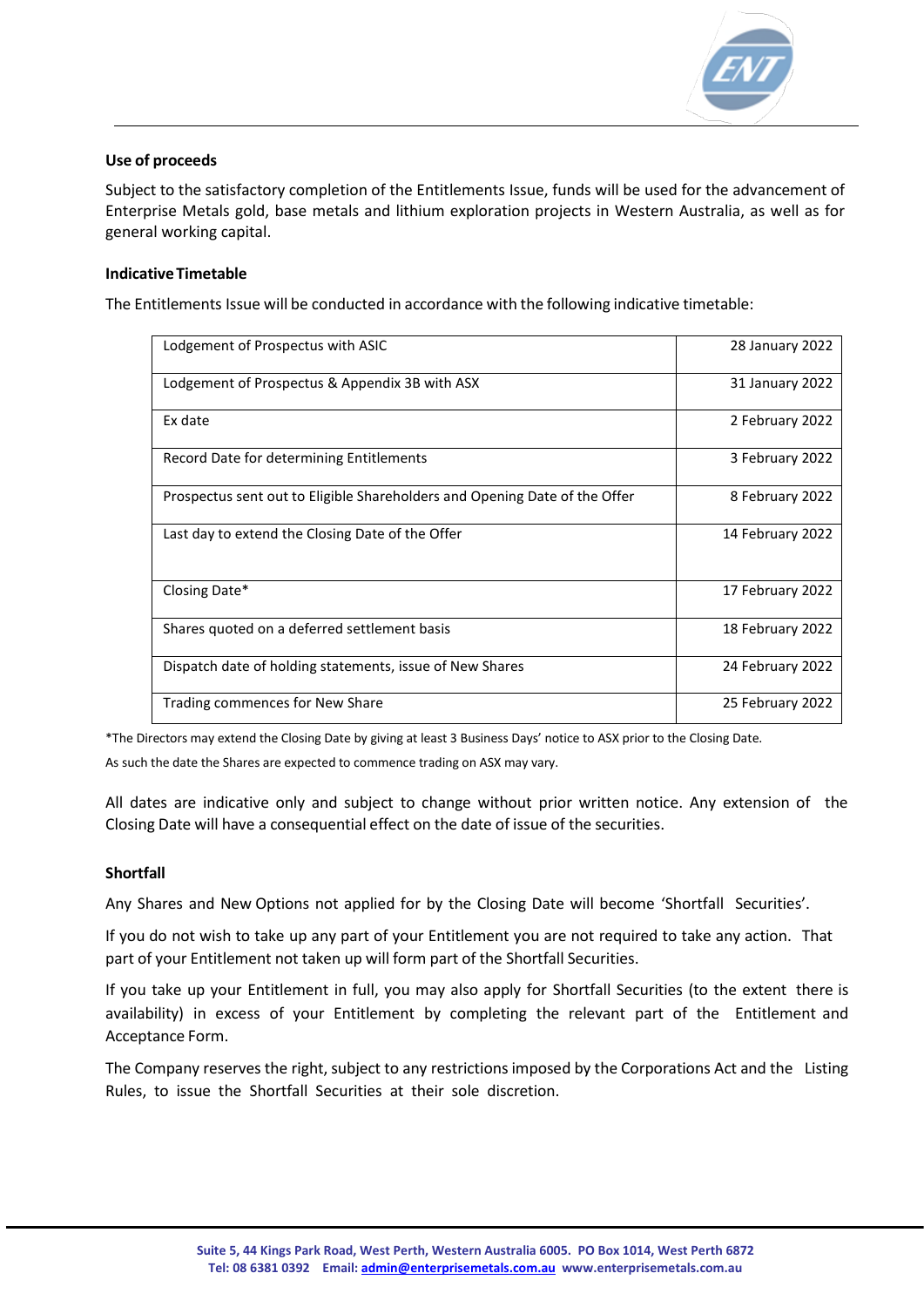**Use of proceeds**

Subject to the satisfactory completion of the Entitlements Issue, funds will be used for the advancement of Enterprise Metals gold, base metals and lithium exploration projects in Western Australia, as well as for general working capital.

**Indicative Timetable**

The Entitlements Issue will be conducted in accordance with the following indicative timetable:

| | |
|---|---|
| Lodgement of Prospectus with ASIC | 28 January 2022 |
| Lodgement of Prospectus & Appendix 3B with ASX | 31 January 2022 |
| Ex date | 2 February 2022 |
| Record Date for determining Entitlements | 3 February 2022 |
| Prospectus sent out to Eligible Shareholders and Opening Date of the Offer | 8 February 2022 |
| Last day to extend the Closing Date of the Offer | 14 February 2022 |
| Closing Date* | 17 February 2022 |
| Shares quoted on a deferred settlement basis | 18 February 2022 |
| Dispatch date of holding statements, issue of New Shares | 24 February 2022 |
| Trading commences for New Share | 25 February 2022 |

*The Directors may extend the Closing Date by giving at least 3 Business Days' notice to ASX prior to the Closing Date.

As such the date the Shares are expected to commence trading on ASX may vary.

All dates are indicative only and subject to change without prior written notice. Any extension of the Closing Date will have a consequential effect on the date of issue of the securities.

**Shortfall**

Any Shares and New Options not applied for by the Closing Date will become 'Shortfall Securities'.

If you do not wish to take up any part of your Entitlement you are not required to take any action. That part of your Entitlement not taken up will form part of the Shortfall Securities.

If you take up your Entitlement in full, you may also apply for Shortfall Securities (to the extent there is availability) in excess of your Entitlement by completing the relevant part of the Entitlement and Acceptance Form.

The Company reserves the right, subject to any restrictions imposed by the Corporations Act and the Listing Rules, to issue the Shortfall Securities at their sole discretion.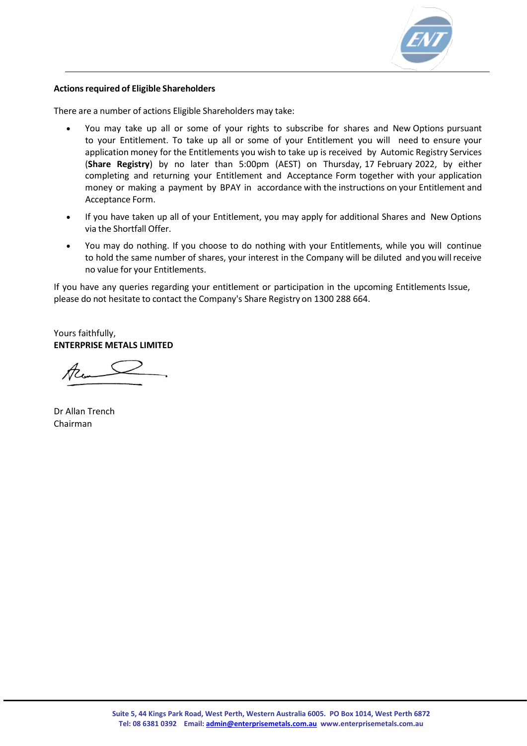**Actions required of Eligible Shareholders**

There are a number of actions Eligible Shareholders may take:

- You may take up all or some of your rights to subscribe for shares and New Options pursuant to your Entitlement. To take up all or some of your Entitlement you will need to ensure your application money for the Entitlements you wish to take up is received by Automic Registry Services (**Share Registry**) by no later than 5:00pm (AEST) on Thursday, 17 February 2022, by either completing and returning your Entitlement and Acceptance Form together with your application money or making a payment by BPAY in accordance with the instructions on your Entitlement and Acceptance Form.
- If you have taken up all of your Entitlement, you may apply for additional Shares and New Options via the Shortfall Offer.
- You may do nothing. If you choose to do nothing with your Entitlements, while you will continue to hold the same number of shares, your interest in the Company will be diluted and you will receive no value for your Entitlements.

If you have any queries regarding your entitlement or participation in the upcoming Entitlements Issue, please do not hesitate to contact the Company's Share Registry on 1300 288 664.

Yours faithfully,
**ENTERPRISE METALS LIMITED**

Dr Allan Trench
Chairman